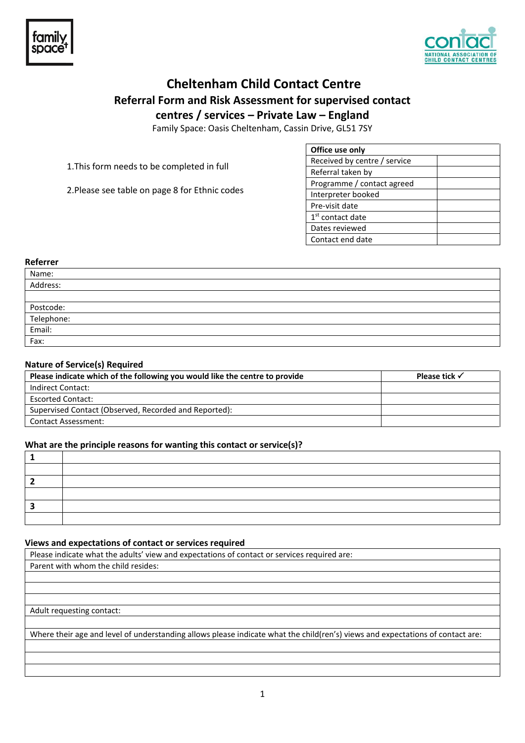# Cheltenham Child Contact Centre

## Referral Form and Risk Assessment for supervised contact centres / services – Private Law – England

Family Space: Oasis Cheltenham, Cassin Drive, GL51 7SY

1.This form needs to be completed in full

2.Please see table on page 8 for Ethnic codes

| Office use only | |
|---|---|
| Received by centre / service | |
| Referral taken by | |
| Programme / contact agreed | |
| Interpreter booked | |
| Pre-visit date | |
| 1st contact date | |
| Dates reviewed | |
| Contact end date | |

### Referrer

| |
|---|
| Name: |
| Address: |
| |
| Postcode: |
| Telephone: |
| Email: |
| Fax: |

### Nature of Service(s) Required

| Please indicate which of the following you would like the centre to provide | Please tick ✓ |
|---|---|
| Indirect Contact: | |
| Escorted Contact: | |
| Supervised Contact (Observed, Recorded and Reported): | |
| Contact Assessment: | |

### What are the principle reasons for wanting this contact or service(s)?

| | |
|---|---|
| **1** | |
| | |
| **2** | |
| | |
| **3** | |
| | |

### Views and expectations of contact or services required

| |
|---|
| Please indicate what the adults' view and expectations of contact or services required are: |
| Parent with whom the child resides: |
| |
| |
| |
| Adult requesting contact: |
| |
| Where their age and level of understanding allows please indicate what the child(ren's) views and expectations of contact are: |
| |
| |
| |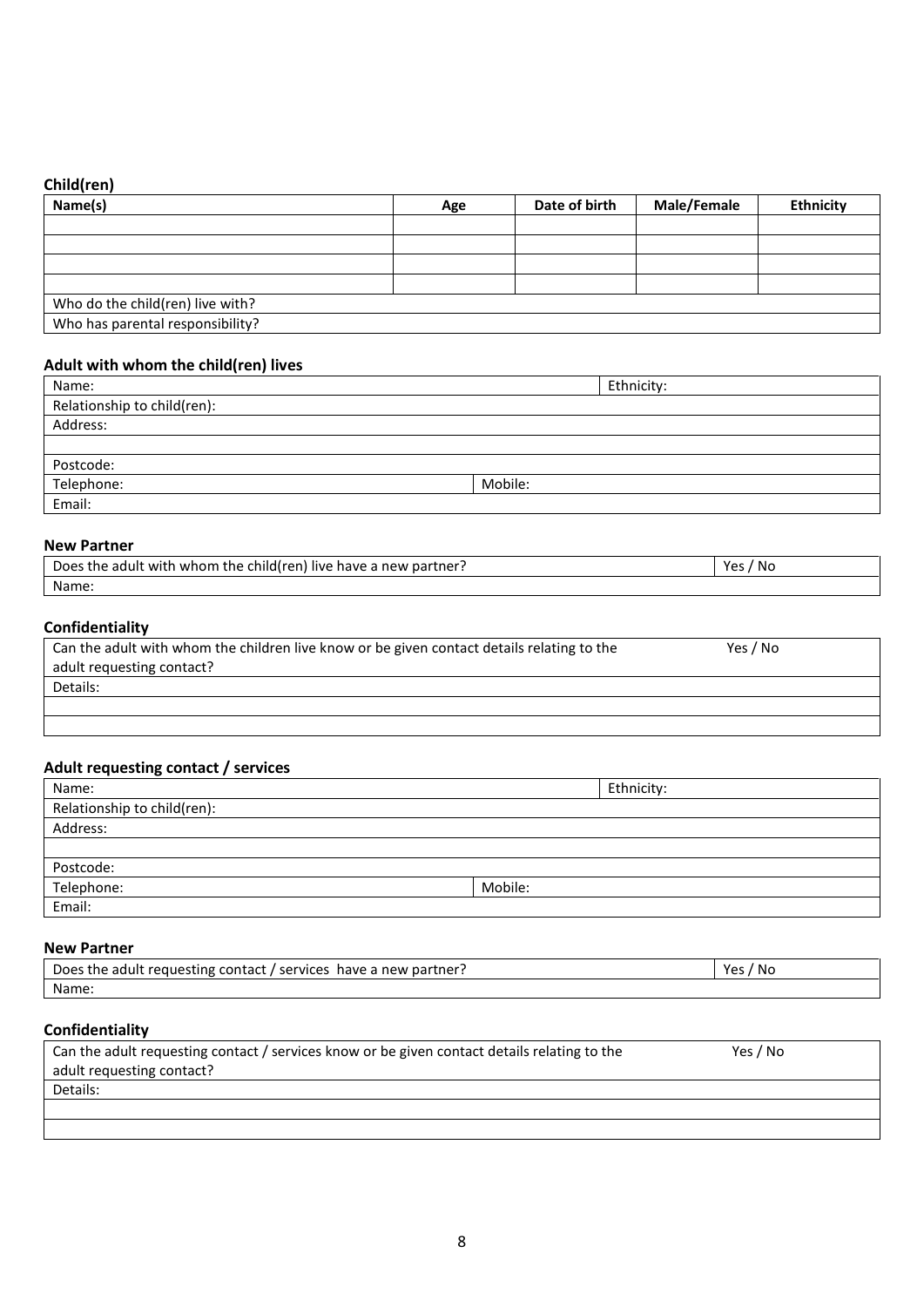### Child(ren)

| Name(s) | Age | Date of birth | Male/Female | Ethnicity |
|---|---|---|---|---|
| | | | | |
| | | | | |
| | | | | |
| | | | | |
| Who do the child(ren) live with? | | | | |
| Who has parental responsibility? | | | | |

### Adult with whom the child(ren) lives

| | |
|---|---|
| Name: | Ethnicity: |
| Relationship to child(ren): | |
| Address: | |
| | |
| Postcode: | |
| Telephone: | Mobile: |
| Email: | |

### New Partner

| | |
|---|---|
| Does the adult with whom the child(ren) live have a new partner? | Yes / No |
| Name: | |

### Confidentiality

| | |
|---|---|
| Can the adult with whom the children live know or be given contact details relating to the adult requesting contact? | Yes / No |
| Details: | |
| | |
| | |

### Adult requesting contact / services

| | |
|---|---|
| Name: | Ethnicity: |
| Relationship to child(ren): | |
| Address: | |
| | |
| Postcode: | |
| Telephone: | Mobile: |
| Email: | |

### New Partner

| | |
|---|---|
| Does the adult requesting contact / services have a new partner? | Yes / No |
| Name: | |

### Confidentiality

| | |
|---|---|
| Can the adult requesting contact / services know or be given contact details relating to the adult requesting contact? | Yes / No |
| Details: | |
| | |
| | |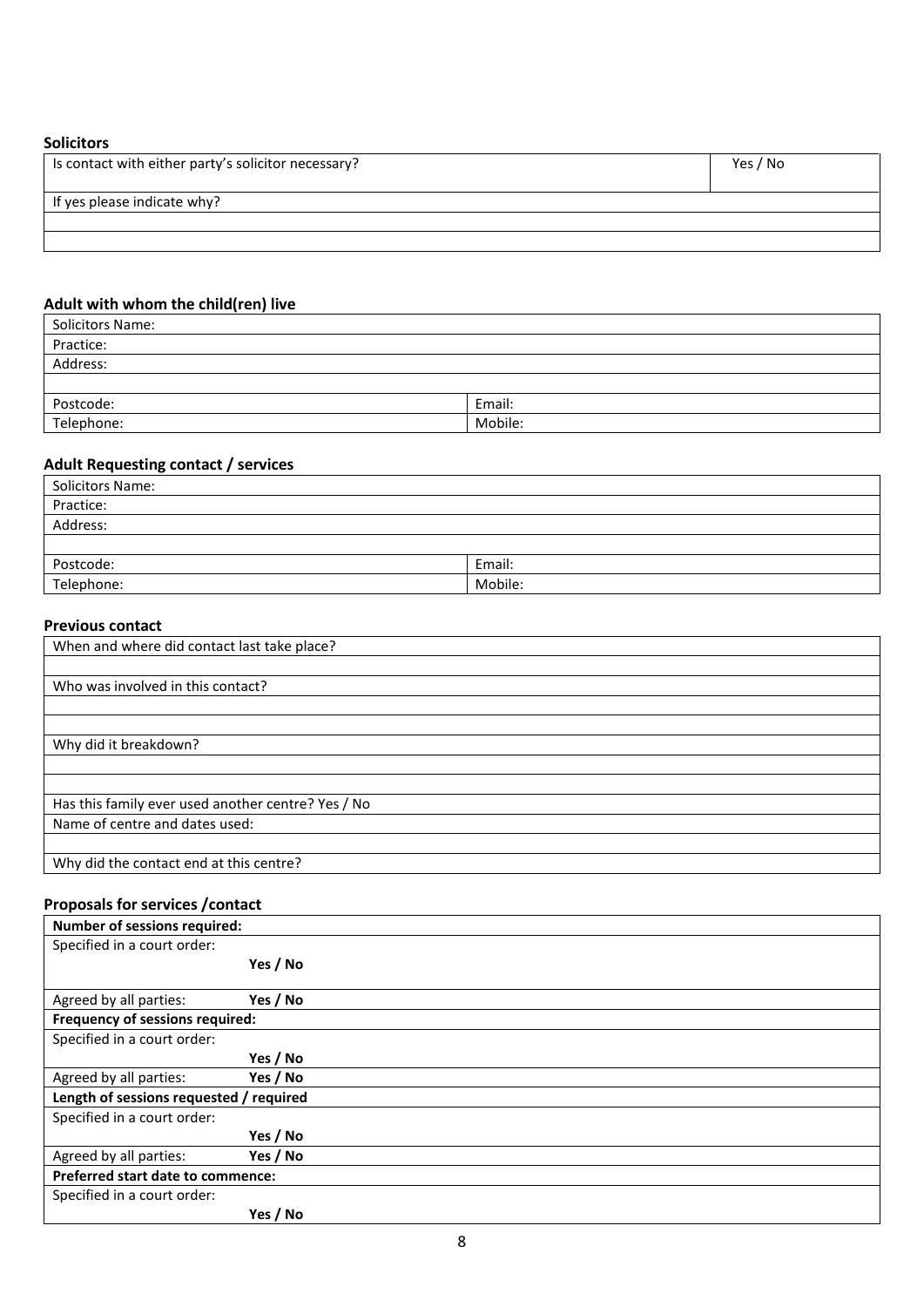**Solicitors**

| Is contact with either party's solicitor necessary? | Yes / No |
|---|---|
| If yes please indicate why? | |
| | |
| | |

**Adult with whom the child(ren) live**

| Solicitors Name: | |
|---|---|
| Practice: | |
| Address: | |
| | |
| Postcode: | Email: |
| Telephone: | Mobile: |

**Adult Requesting contact / services**

| Solicitors Name: | |
|---|---|
| Practice: | |
| Address: | |
| | |
| Postcode: | Email: |
| Telephone: | Mobile: |

**Previous contact**

| When and where did contact last take place? |
|---|
| |
| Who was involved in this contact? |
| |
| |
| Why did it breakdown? |
| |
| |
| Has this family ever used another centre? Yes / No |
| Name of centre and dates used: |
| |
| Why did the contact end at this centre? |

**Proposals for services /contact**

| **Number of sessions required:** | |
|---|---|
| Specified in a court order: | **Yes / No** |
| Agreed by all parties: | **Yes / No** |
| **Frequency of sessions required:** | |
| Specified in a court order: | **Yes / No** |
| Agreed by all parties: | **Yes / No** |
| **Length of sessions requested / required** | |
| Specified in a court order: | **Yes / No** |
| Agreed by all parties: | **Yes / No** |
| **Preferred start date to commence:** | |
| Specified in a court order: | **Yes / No** |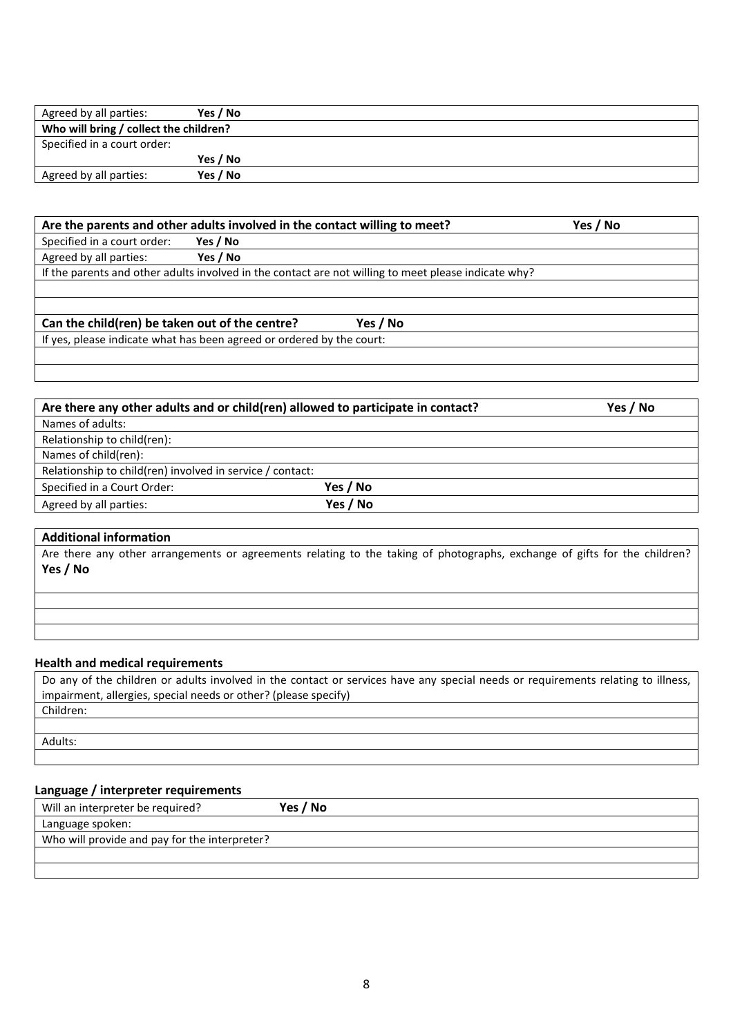| Agreed by all parties: | **Yes / No** |
|---|---|
| **Who will bring / collect the children?** | |
| Specified in a court order: | |
| | **Yes / No** |
| Agreed by all parties: | **Yes / No** |

| **Are the parents and other adults involved in the contact willing to meet?** | **Yes / No** |
|---|---|
| Specified in a court order: **Yes / No** | |
| Agreed by all parties: **Yes / No** | |
| If the parents and other adults involved in the contact are not willing to meet please indicate why? | |
| | |
| | |
| **Can the child(ren) be taken out of the centre? Yes / No** | |
| If yes, please indicate what has been agreed or ordered by the court: | |
| | |
| | |

| **Are there any other adults and or child(ren) allowed to participate in contact?** | **Yes / No** |
|---|---|
| Names of adults: | |
| Relationship to child(ren): | |
| Names of child(ren): | |
| Relationship to child(ren) involved in service / contact: | |
| Specified in a Court Order: | **Yes / No** |
| Agreed by all parties: | **Yes / No** |

| **Additional information** |
|---|
| Are there any other arrangements or agreements relating to the taking of photographs, exchange of gifts for the children? **Yes / No** |
| |
| |
| |

### Health and medical requirements

| Do any of the children or adults involved in the contact or services have any special needs or requirements relating to illness, impairment, allergies, special needs or other? (please specify) |
|---|
| Children: |
| |
| Adults: |
| |

### Language / interpreter requirements

| Will an interpreter be required? | **Yes / No** |
|---|---|
| Language spoken: | |
| Who will provide and pay for the interpreter? | |
| | |
| | |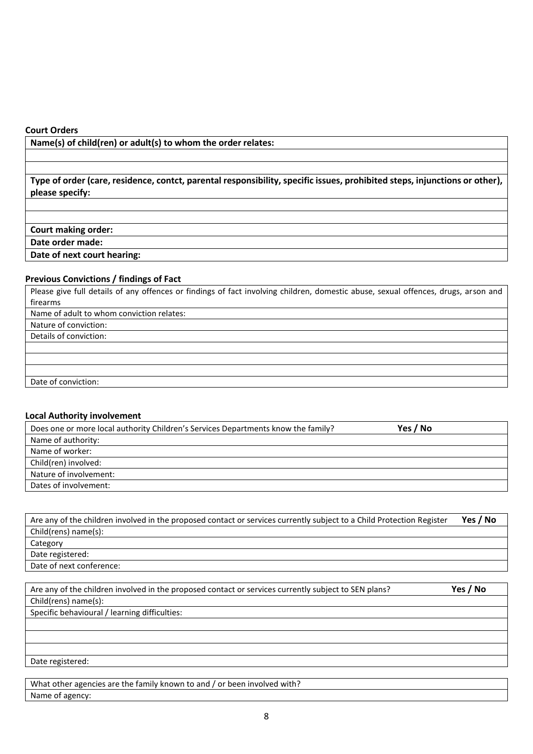**Court Orders**

| **Name(s) of child(ren) or adult(s) to whom the order relates:** |
| --- |
| |
| |
| **Type of order (care, residence, contct, parental responsibility, specific issues, prohibited steps, injunctions or other), please specify:** |
| |
| |
| **Court making order:** |
| **Date order made:** |
| **Date of next court hearing:** |

**Previous Convictions / findings of Fact**

| Please give full details of any offences or findings of fact involving children, domestic abuse, sexual offences, drugs, arson and firearms |
| --- |
| Name of adult to whom conviction relates: |
| Nature of conviction: |
| Details of conviction: |
| |
| |
| |
| Date of conviction: |

**Local Authority involvement**

| Does one or more local authority Children's Services Departments know the family? | **Yes / No** |
| --- | --- |
| Name of authority: | |
| Name of worker: | |
| Child(ren) involved: | |
| Nature of involvement: | |
| Dates of involvement: | |

| Are any of the children involved in the proposed contact or services currently subject to a Child Protection Register | **Yes / No** |
| --- | --- |
| Child(rens) name(s): | |
| Category | |
| Date registered: | |
| Date of next conference: | |

| Are any of the children involved in the proposed contact or services currently subject to SEN plans? | **Yes / No** |
| --- | --- |
| Child(rens) name(s): | |
| Specific behavioural / learning difficulties: | |
| | |
| | |
| | |
| Date registered: | |

| What other agencies are the family known to and / or been involved with? |
| --- |
| Name of agency: |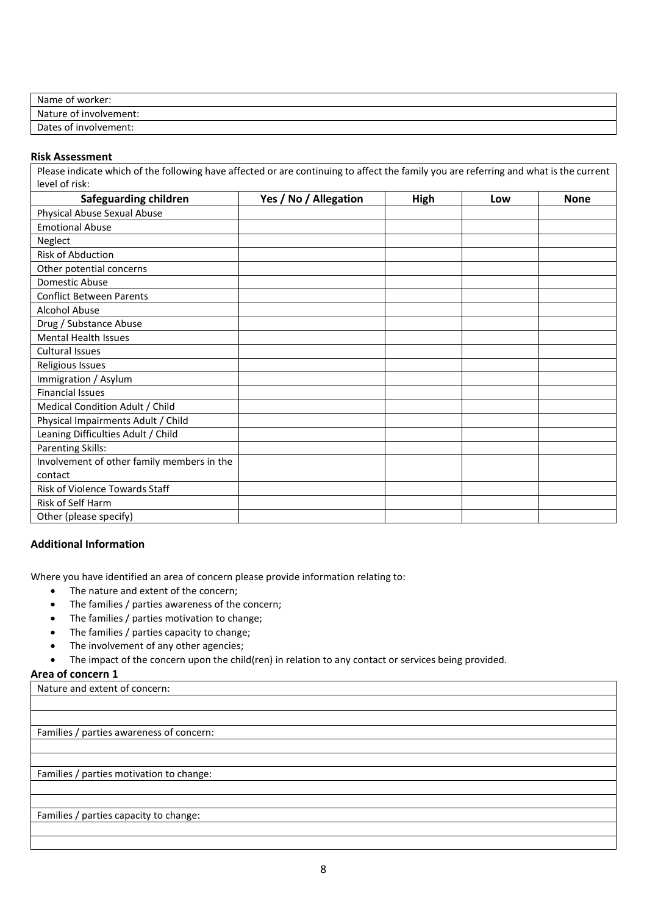| Name of worker: |
|---|
| Nature of involvement: |
| Dates of involvement: |

**Risk Assessment**

| Please indicate which of the following have affected or are continuing to affect the family you are referring and what is the current level of risk: | | | | |
|---|---|---|---|---|
| **Safeguarding children** | **Yes / No / Allegation** | **High** | **Low** | **None** |
| Physical Abuse Sexual Abuse | | | | |
| Emotional Abuse | | | | |
| Neglect | | | | |
| Risk of Abduction | | | | |
| Other potential concerns | | | | |
| Domestic Abuse | | | | |
| Conflict Between Parents | | | | |
| Alcohol Abuse | | | | |
| Drug / Substance Abuse | | | | |
| Mental Health Issues | | | | |
| Cultural Issues | | | | |
| Religious Issues | | | | |
| Immigration / Asylum | | | | |
| Financial Issues | | | | |
| Medical Condition Adult / Child | | | | |
| Physical Impairments Adult / Child | | | | |
| Leaning Difficulties Adult / Child | | | | |
| Parenting Skills: | | | | |
| Involvement of other family members in the contact | | | | |
| Risk of Violence Towards Staff | | | | |
| Risk of Self Harm | | | | |
| Other (please specify) | | | | |

**Additional Information**

Where you have identified an area of concern please provide information relating to:

- The nature and extent of the concern;
- The families / parties awareness of the concern;
- The families / parties motivation to change;
- The families / parties capacity to change;
- The involvement of any other agencies;
- The impact of the concern upon the child(ren) in relation to any contact or services being provided.

**Area of concern 1**

| Nature and extent of concern: |
|---|
| |
| |
| Families / parties awareness of concern: |
| |
| |
| Families / parties motivation to change: |
| |
| |
| Families / parties capacity to change: |
| |
| |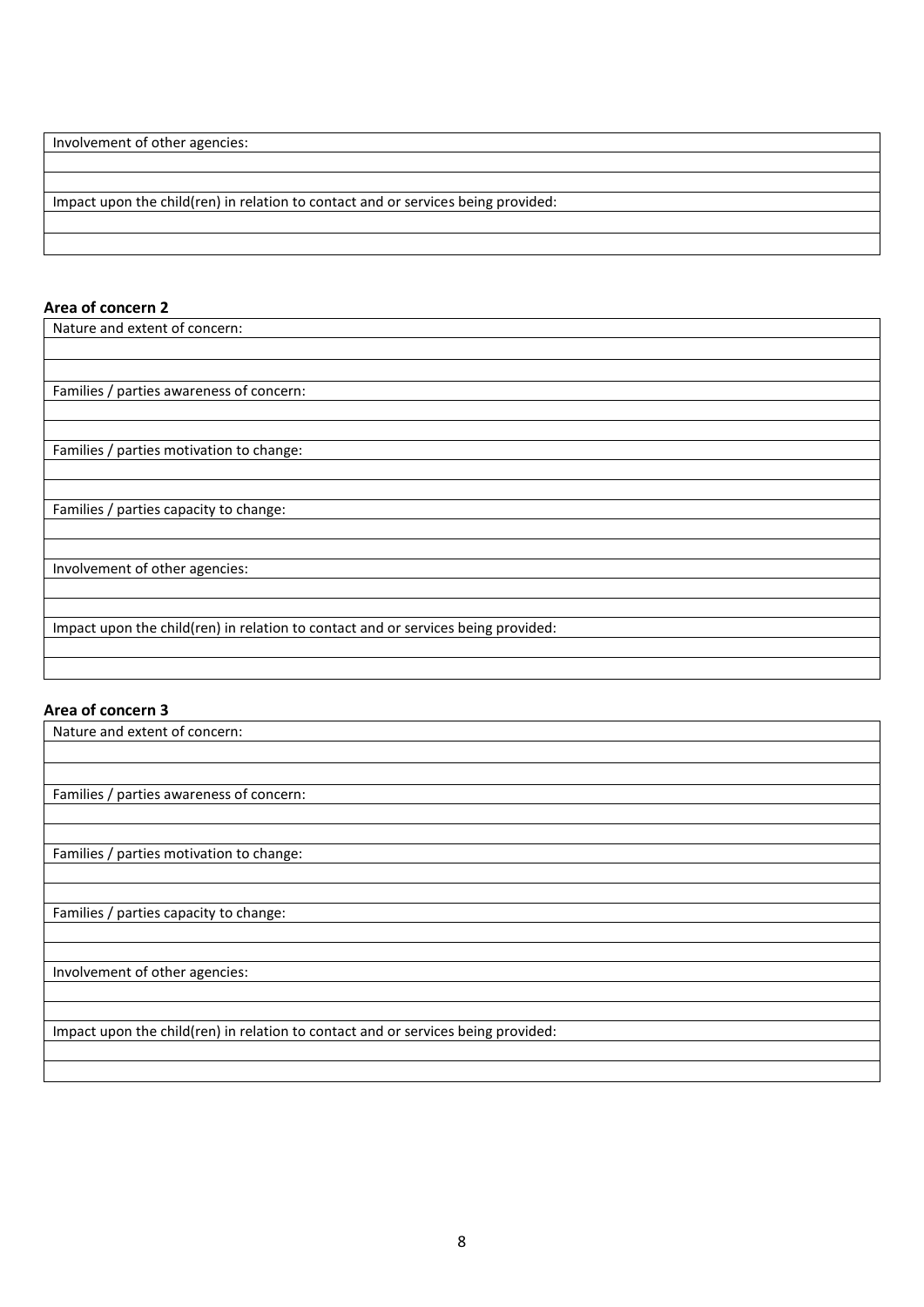| Involvement of other agencies: |
|---|
| |
| |
| Impact upon the child(ren) in relation to contact and or services being provided: |
| |
| |

**Area of concern 2**

| Nature and extent of concern: |
|---|
| |
| |
| Families / parties awareness of concern: |
| |
| |
| Families / parties motivation to change: |
| |
| |
| Families / parties capacity to change: |
| |
| |
| Involvement of other agencies: |
| |
| |
| Impact upon the child(ren) in relation to contact and or services being provided: |
| |
| |

**Area of concern 3**

| Nature and extent of concern: |
|---|
| |
| |
| Families / parties awareness of concern: |
| |
| |
| Families / parties motivation to change: |
| |
| |
| Families / parties capacity to change: |
| |
| |
| Involvement of other agencies: |
| |
| |
| Impact upon the child(ren) in relation to contact and or services being provided: |
| |
| |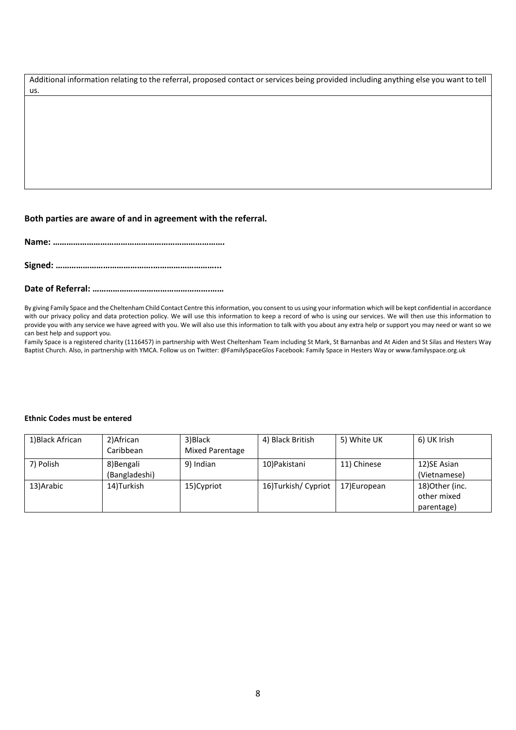| Additional information relating to the referral, proposed contact or services being provided including anything else you want to tell us. |
| --- |
| |

**Both parties are aware of and in agreement with the referral.**

**Name: ………………………………………………………………**

**Signed: ……………………………………..……………………...**

**Date of Referral: ……………………………………….………**

By giving Family Space and the Cheltenham Child Contact Centre this information, you consent to us using your information which will be kept confidential in accordance with our privacy policy and data protection policy. We will use this information to keep a record of who is using our services. We will then use this information to provide you with any service we have agreed with you. We will also use this information to talk with you about any extra help or support you may need or want so we can best help and support you.

Family Space is a registered charity (1116457) in partnership with West Cheltenham Team including St Mark, St Barnanbas and At Aiden and St Silas and Hesters Way Baptist Church. Also, in partnership with YMCA. Follow us on Twitter: @FamilySpaceGlos Facebook: Family Space in Hesters Way or www.familyspace.org.uk

**Ethnic Codes must be entered**

| | | | | | |
| --- | --- | --- | --- | --- | --- |
| 1)Black African | 2)African Caribbean | 3)Black Mixed Parentage | 4) Black British | 5) White UK | 6) UK Irish |
| 7) Polish | 8)Bengali (Bangladeshi) | 9) Indian | 10)Pakistani | 11) Chinese | 12)SE Asian (Vietnamese) |
| 13)Arabic | 14)Turkish | 15)Cypriot | 16)Turkish/ Cypriot | 17)European | 18)Other (inc. other mixed parentage) |